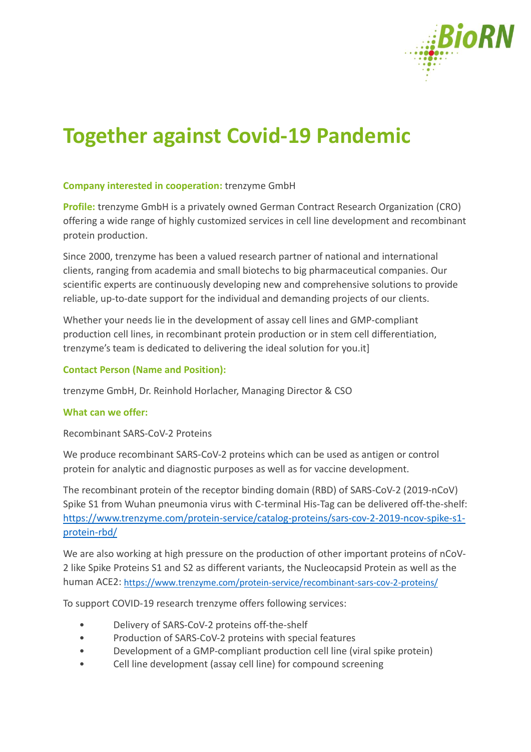# Together against Covid-19 Pandemic

**Company interested in cooperation:** trenzyme GmbH

**Profile:** trenzyme GmbH is a privately owned German Contract Research Organization (CRO) offering a wide range of highly customized services in cell line development and recombinant protein production.

Since 2000, trenzyme has been a valued research partner of national and international clients, ranging from academia and small biotechs to big pharmaceutical companies. Our scientific experts are continuously developing new and comprehensive solutions to provide reliable, up-to-date support for the individual and demanding projects of our clients.

Whether your needs lie in the development of assay cell lines and GMP-compliant production cell lines, in recombinant protein production or in stem cell differentiation, trenzyme's team is dedicated to delivering the ideal solution for you.it]

**Contact Person (Name and Position):**

trenzyme GmbH, Dr. Reinhold Horlacher, Managing Director & CSO

**What can we offer:**

Recombinant SARS-CoV-2 Proteins

We produce recombinant SARS-CoV-2 proteins which can be used as antigen or control protein for analytic and diagnostic purposes as well as for vaccine development.

The recombinant protein of the receptor binding domain (RBD) of SARS-CoV-2 (2019-nCoV) Spike S1 from Wuhan pneumonia virus with C-terminal His-Tag can be delivered off-the-shelf: https://www.trenzyme.com/protein-service/catalog-proteins/sars-cov-2-2019-ncov-spike-s1-protein-rbd/

We are also working at high pressure on the production of other important proteins of nCoV-2 like Spike Proteins S1 and S2 as different variants, the Nucleocapsid Protein as well as the human ACE2: https://www.trenzyme.com/protein-service/recombinant-sars-cov-2-proteins/

To support COVID-19 research trenzyme offers following services:

- Delivery of SARS-CoV-2 proteins off-the-shelf
- Production of SARS-CoV-2 proteins with special features
- Development of a GMP-compliant production cell line (viral spike protein)
- Cell line development (assay cell line) for compound screening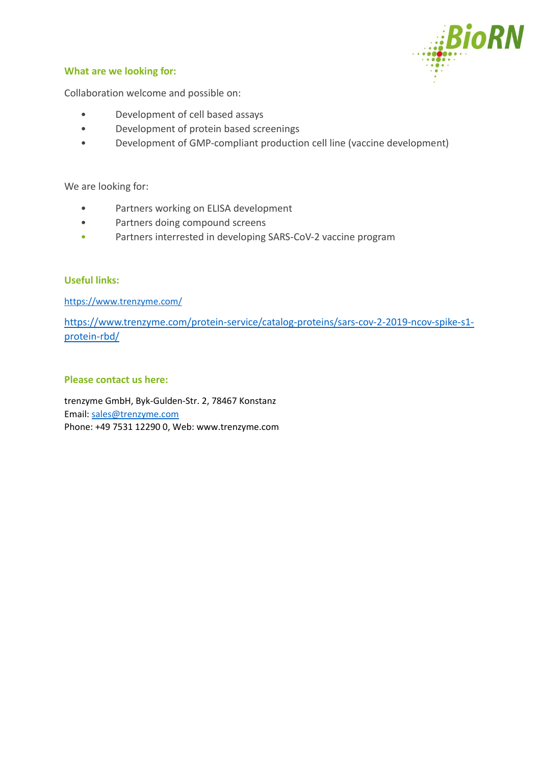## What are we looking for:

Collaboration welcome and possible on:

- Development of cell based assays
- Development of protein based screenings
- Development of GMP-compliant production cell line (vaccine development)

We are looking for:

- Partners working on ELISA development
- Partners doing compound screens
- Partners interrested in developing SARS-CoV-2 vaccine program

## Useful links:

https://www.trenzyme.com/

https://www.trenzyme.com/protein-service/catalog-proteins/sars-cov-2-2019-ncov-spike-s1-protein-rbd/

## Please contact us here:

trenzyme GmbH, Byk-Gulden-Str. 2, 78467 Konstanz
Email: sales@trenzyme.com
Phone: +49 7531 12290 0, Web: www.trenzyme.com